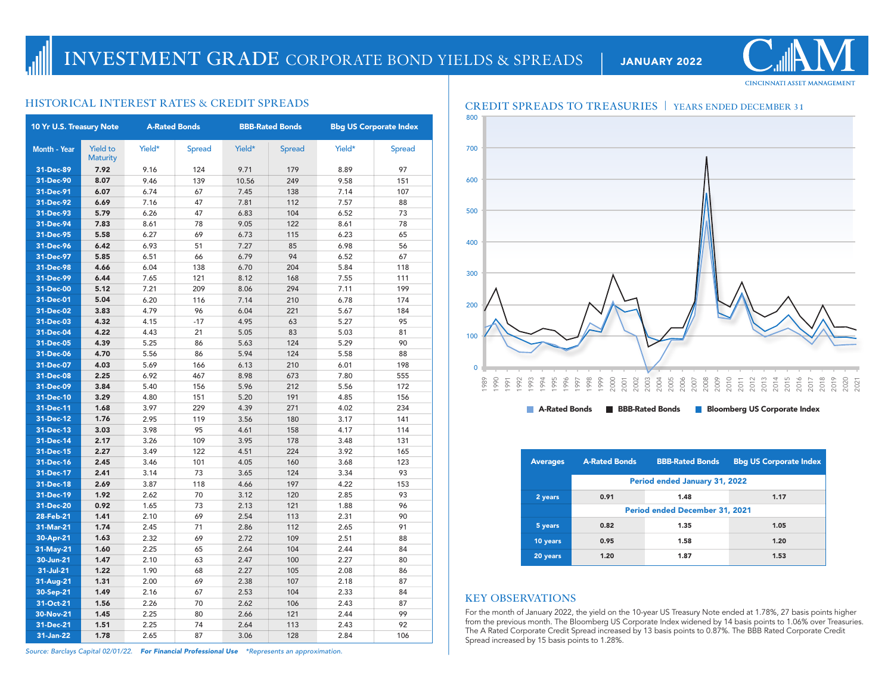# INVESTMENT GRADE CORPORATE BOND YIELDS & SPREADS | JANUARY 2022

CINCINNATI ASSET MANAGEMENT

## HISTORICAL INTEREST RATES & CREDIT SPREADS

| 10 Yr U.S. Treasury Note | | A-Rated Bonds | | BBB-Rated Bonds | | Bbg US Corporate Index | |
|---|---|---|---|---|---|---|---|
| Month - Year | Yield to Maturity | Yield* | Spread | Yield* | Spread | Yield* | Spread |
| 31-Dec-89 | 7.92 | 9.16 | 124 | 9.71 | 179 | 8.89 | 97 |
| 31-Dec-90 | 8.07 | 9.46 | 139 | 10.56 | 249 | 9.58 | 151 |
| 31-Dec-91 | 6.07 | 6.74 | 67 | 7.45 | 138 | 7.14 | 107 |
| 31-Dec-92 | 6.69 | 7.16 | 47 | 7.81 | 112 | 7.57 | 88 |
| 31-Dec-93 | 5.79 | 6.26 | 47 | 6.83 | 104 | 6.52 | 73 |
| 31-Dec-94 | 7.83 | 8.61 | 78 | 9.05 | 122 | 8.61 | 78 |
| 31-Dec-95 | 5.58 | 6.27 | 69 | 6.73 | 115 | 6.23 | 65 |
| 31-Dec-96 | 6.42 | 6.93 | 51 | 7.27 | 85 | 6.98 | 56 |
| 31-Dec-97 | 5.85 | 6.51 | 66 | 6.79 | 94 | 6.52 | 67 |
| 31-Dec-98 | 4.66 | 6.04 | 138 | 6.70 | 204 | 5.84 | 118 |
| 31-Dec-99 | 6.44 | 7.65 | 121 | 8.12 | 168 | 7.55 | 111 |
| 31-Dec-00 | 5.12 | 7.21 | 209 | 8.06 | 294 | 7.11 | 199 |
| 31-Dec-01 | 5.04 | 6.20 | 116 | 7.14 | 210 | 6.78 | 174 |
| 31-Dec-02 | 3.83 | 4.79 | 96 | 6.04 | 221 | 5.67 | 184 |
| 31-Dec-03 | 4.32 | 4.15 | -17 | 4.95 | 63 | 5.27 | 95 |
| 31-Dec-04 | 4.22 | 4.43 | 21 | 5.05 | 83 | 5.03 | 81 |
| 31-Dec-05 | 4.39 | 5.25 | 86 | 5.63 | 124 | 5.29 | 90 |
| 31-Dec-06 | 4.70 | 5.56 | 86 | 5.94 | 124 | 5.58 | 88 |
| 31-Dec-07 | 4.03 | 5.69 | 166 | 6.13 | 210 | 6.01 | 198 |
| 31-Dec-08 | 2.25 | 6.92 | 467 | 8.98 | 673 | 7.80 | 555 |
| 31-Dec-09 | 3.84 | 5.40 | 156 | 5.96 | 212 | 5.56 | 172 |
| 31-Dec-10 | 3.29 | 4.80 | 151 | 5.20 | 191 | 4.85 | 156 |
| 31-Dec-11 | 1.68 | 3.97 | 229 | 4.39 | 271 | 4.02 | 234 |
| 31-Dec-12 | 1.76 | 2.95 | 119 | 3.56 | 180 | 3.17 | 141 |
| 31-Dec-13 | 3.03 | 3.98 | 95 | 4.61 | 158 | 4.17 | 114 |
| 31-Dec-14 | 2.17 | 3.26 | 109 | 3.95 | 178 | 3.48 | 131 |
| 31-Dec-15 | 2.27 | 3.49 | 122 | 4.51 | 224 | 3.92 | 165 |
| 31-Dec-16 | 2.45 | 3.46 | 101 | 4.05 | 160 | 3.68 | 123 |
| 31-Dec-17 | 2.41 | 3.14 | 73 | 3.65 | 124 | 3.34 | 93 |
| 31-Dec-18 | 2.69 | 3.87 | 118 | 4.66 | 197 | 4.22 | 153 |
| 31-Dec-19 | 1.92 | 2.62 | 70 | 3.12 | 120 | 2.85 | 93 |
| 31-Dec-20 | 0.92 | 1.65 | 73 | 2.13 | 121 | 1.88 | 96 |
| 28-Feb-21 | 1.41 | 2.10 | 69 | 2.54 | 113 | 2.31 | 90 |
| 31-Mar-21 | 1.74 | 2.45 | 71 | 2.86 | 112 | 2.65 | 91 |
| 30-Apr-21 | 1.63 | 2.32 | 69 | 2.72 | 109 | 2.51 | 88 |
| 31-May-21 | 1.60 | 2.25 | 65 | 2.64 | 104 | 2.44 | 84 |
| 30-Jun-21 | 1.47 | 2.10 | 63 | 2.47 | 100 | 2.27 | 80 |
| 31-Jul-21 | 1.22 | 1.90 | 68 | 2.27 | 105 | 2.08 | 86 |
| 31-Aug-21 | 1.31 | 2.00 | 69 | 2.38 | 107 | 2.18 | 87 |
| 30-Sep-21 | 1.49 | 2.16 | 67 | 2.53 | 104 | 2.33 | 84 |
| 31-Oct-21 | 1.56 | 2.26 | 70 | 2.62 | 106 | 2.43 | 87 |
| 30-Nov-21 | 1.45 | 2.25 | 80 | 2.66 | 121 | 2.44 | 99 |
| 31-Dec-21 | 1.51 | 2.25 | 74 | 2.64 | 113 | 2.43 | 92 |
| 31-Jan-22 | 1.78 | 2.65 | 87 | 3.06 | 128 | 2.84 | 106 |

*Source: Barclays Capital 02/01/22.* ***For Financial Professional Use*** *\*Represents an approximation.*

## CREDIT SPREADS TO TREASURIES | YEARS ENDED DECEMBER 31

A-Rated Bonds | BBB-Rated Bonds | Bloomberg US Corporate Index

| Averages | A-Rated Bonds | BBB-Rated Bonds | Bbg US Corporate Index |
|---|---|---|---|
| | Period ended January 31, 2022 | | |
| 2 years | 0.91 | 1.48 | 1.17 |
| | Period ended December 31, 2021 | | |
| 5 years | 0.82 | 1.35 | 1.05 |
| 10 years | 0.95 | 1.58 | 1.20 |
| 20 years | 1.20 | 1.87 | 1.53 |

## KEY OBSERVATIONS

For the month of January 2022, the yield on the 10-year US Treasury Note ended at 1.78%, 27 basis points higher from the previous month. The Bloomberg US Corporate Index widened by 14 basis points to 1.06% over Treasuries. The A Rated Corporate Credit Spread increased by 13 basis points to 0.87%. The BBB Rated Corporate Credit Spread increased by 15 basis points to 1.28%.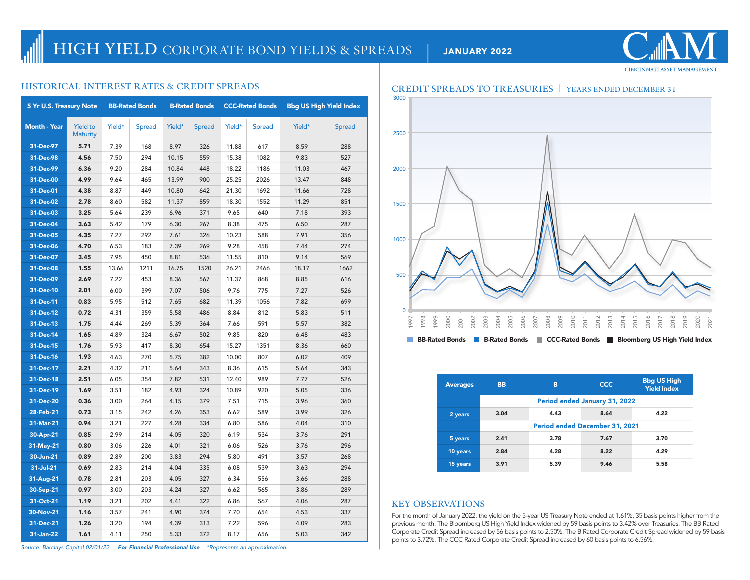# HIGH YIELD CORPORATE BOND YIELDS & SPREADS

**JANUARY 2022**

CAM
CINCINNATI ASSET MANAGEMENT

## HISTORICAL INTEREST RATES & CREDIT SPREADS

| | 5 Yr U.S. Treasury Note | BB-Rated Bonds | | B-Rated Bonds | | CCC-Rated Bonds | | Bbg US High Yield Index | |
|---|---|---|---|---|---|---|---|---|---|
| **Month - Year** | Yield to Maturity | Yield* | Spread | Yield* | Spread | Yield* | Spread | Yield* | Spread |
| 31-Dec-97 | 5.71 | 7.39 | 168 | 8.97 | 326 | 11.88 | 617 | 8.59 | 288 |
| 31-Dec-98 | 4.56 | 7.50 | 294 | 10.15 | 559 | 15.38 | 1082 | 9.83 | 527 |
| 31-Dec-99 | 6.36 | 9.20 | 284 | 10.84 | 448 | 18.22 | 1186 | 11.03 | 467 |
| 31-Dec-00 | 4.99 | 9.64 | 465 | 13.99 | 900 | 25.25 | 2026 | 13.47 | 848 |
| 31-Dec-01 | 4.38 | 8.87 | 449 | 10.80 | 642 | 21.30 | 1692 | 11.66 | 728 |
| 31-Dec-02 | 2.78 | 8.60 | 582 | 11.37 | 859 | 18.30 | 1552 | 11.29 | 851 |
| 31-Dec-03 | 3.25 | 5.64 | 239 | 6.96 | 371 | 9.65 | 640 | 7.18 | 393 |
| 31-Dec-04 | 3.63 | 5.42 | 179 | 6.30 | 267 | 8.38 | 475 | 6.50 | 287 |
| 31-Dec-05 | 4.35 | 7.27 | 292 | 7.61 | 326 | 10.23 | 588 | 7.91 | 356 |
| 31-Dec-06 | 4.70 | 6.53 | 183 | 7.39 | 269 | 9.28 | 458 | 7.44 | 274 |
| 31-Dec-07 | 3.45 | 7.95 | 450 | 8.81 | 536 | 11.55 | 810 | 9.14 | 569 |
| 31-Dec-08 | 1.55 | 13.66 | 1211 | 16.75 | 1520 | 26.21 | 2466 | 18.17 | 1662 |
| 31-Dec-09 | 2.69 | 7.22 | 453 | 8.36 | 567 | 11.37 | 868 | 8.85 | 616 |
| 31-Dec-10 | 2.01 | 6.00 | 399 | 7.07 | 506 | 9.76 | 775 | 7.27 | 526 |
| 31-Dec-11 | 0.83 | 5.95 | 512 | 7.65 | 682 | 11.39 | 1056 | 7.82 | 699 |
| 31-Dec-12 | 0.72 | 4.31 | 359 | 5.58 | 486 | 8.84 | 812 | 5.83 | 511 |
| 31-Dec-13 | 1.75 | 4.44 | 269 | 5.39 | 364 | 7.66 | 591 | 5.57 | 382 |
| 31-Dec-14 | 1.65 | 4.89 | 324 | 6.67 | 502 | 9.85 | 820 | 6.48 | 483 |
| 31-Dec-15 | 1.76 | 5.93 | 417 | 8.30 | 654 | 15.27 | 1351 | 8.36 | 660 |
| 31-Dec-16 | 1.93 | 4.63 | 270 | 5.75 | 382 | 10.00 | 807 | 6.02 | 409 |
| 31-Dec-17 | 2.21 | 4.32 | 211 | 5.64 | 343 | 8.36 | 615 | 5.64 | 343 |
| 31-Dec-18 | 2.51 | 6.05 | 354 | 7.82 | 531 | 12.40 | 989 | 7.77 | 526 |
| 31-Dec-19 | 1.69 | 3.51 | 182 | 4.93 | 324 | 10.89 | 920 | 5.05 | 336 |
| 31-Dec-20 | 0.36 | 3.00 | 264 | 4.15 | 379 | 7.51 | 715 | 3.96 | 360 |
| 28-Feb-21 | 0.73 | 3.15 | 242 | 4.26 | 353 | 6.62 | 589 | 3.99 | 326 |
| 31-Mar-21 | 0.94 | 3.21 | 227 | 4.28 | 334 | 6.80 | 586 | 4.04 | 310 |
| 30-Apr-21 | 0.85 | 2.99 | 214 | 4.05 | 320 | 6.19 | 534 | 3.76 | 291 |
| 31-May-21 | 0.80 | 3.06 | 226 | 4.01 | 321 | 6.06 | 526 | 3.76 | 296 |
| 30-Jun-21 | 0.89 | 2.89 | 200 | 3.83 | 294 | 5.80 | 491 | 3.57 | 268 |
| 31-Jul-21 | 0.69 | 2.83 | 214 | 4.04 | 335 | 6.08 | 539 | 3.63 | 294 |
| 31-Aug-21 | 0.78 | 2.81 | 203 | 4.05 | 327 | 6.34 | 556 | 3.66 | 288 |
| 30-Sep-21 | 0.97 | 3.00 | 203 | 4.24 | 327 | 6.62 | 565 | 3.86 | 289 |
| 31-Oct-21 | 1.19 | 3.21 | 202 | 4.41 | 322 | 6.86 | 567 | 4.06 | 287 |
| 30-Nov-21 | 1.16 | 3.57 | 241 | 4.90 | 374 | 7.70 | 654 | 4.53 | 337 |
| 31-Dec-21 | 1.26 | 3.20 | 194 | 4.39 | 313 | 7.22 | 596 | 4.09 | 283 |
| 31-Jan-22 | 1.61 | 4.11 | 250 | 5.33 | 372 | 8.17 | 656 | 5.03 | 342 |

*Source: Barclays Capital 02/01/22.* ***For Financial Professional Use*** *\*Represents an approximation.*

## CREDIT SPREADS TO TREASURIES | YEARS ENDED DECEMBER 31

3000
2500
2000
1500
1000
500
0

1997 1998 1999 2000 2001 2002 2003 2004 2005 2006 2007 2008 2009 2010 2011 2012 2013 2014 2015 2016 2017 2018 2019 2020 2021

BB-Rated Bonds | B-Rated Bonds | CCC-Rated Bonds | Bloomberg US High Yield Index

| Averages | BB | B | CCC | Bbg US High Yield Index |
|---|---|---|---|---|
| | **Period ended January 31, 2022** | | | |
| 2 years | 3.04 | 4.43 | 8.64 | 4.22 |
| | **Period ended December 31, 2021** | | | |
| 5 years | 2.41 | 3.78 | 7.67 | 3.70 |
| 10 years | 2.84 | 4.28 | 8.22 | 4.29 |
| 15 years | 3.91 | 5.39 | 9.46 | 5.58 |

## KEY OBSERVATIONS

For the month of January 2022, the yield on the 5-year US Treasury Note ended at 1.61%, 35 basis points higher from the previous month. The Bloomberg US High Yield Index widened by 59 basis points to 3.42% over Treasuries. The BB Rated Corporate Credit Spread increased by 56 basis points to 2.50%. The B Rated Corporate Credit Spread widened by 59 basis points to 3.72%. The CCC Rated Corporate Credit Spread increased by 60 basis points to 6.56%.